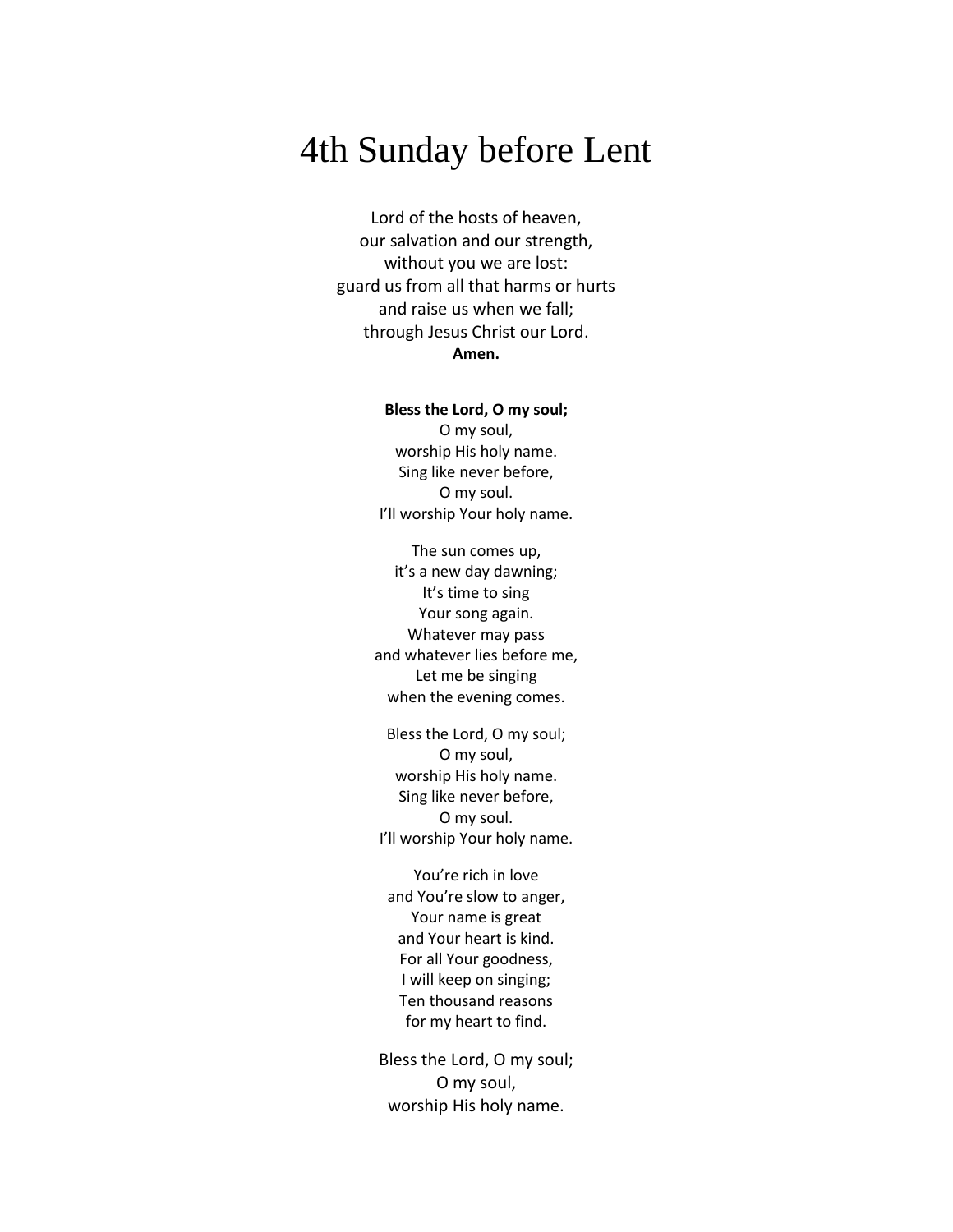# 4th Sunday before Lent

Lord of the hosts of heaven,
our salvation and our strength,
without you we are lost:
guard us from all that harms or hurts
and raise us when we fall;
through Jesus Christ our Lord.
**Amen.**

**Bless the Lord, O my soul;**
O my soul,
worship His holy name.
Sing like never before,
O my soul.
I'll worship Your holy name.

The sun comes up,
it's a new day dawning;
It's time to sing
Your song again.
Whatever may pass
and whatever lies before me,
Let me be singing
when the evening comes.

Bless the Lord, O my soul;
O my soul,
worship His holy name.
Sing like never before,
O my soul.
I'll worship Your holy name.

You're rich in love
and You're slow to anger,
Your name is great
and Your heart is kind.
For all Your goodness,
I will keep on singing;
Ten thousand reasons
for my heart to find.

Bless the Lord, O my soul;
O my soul,
worship His holy name.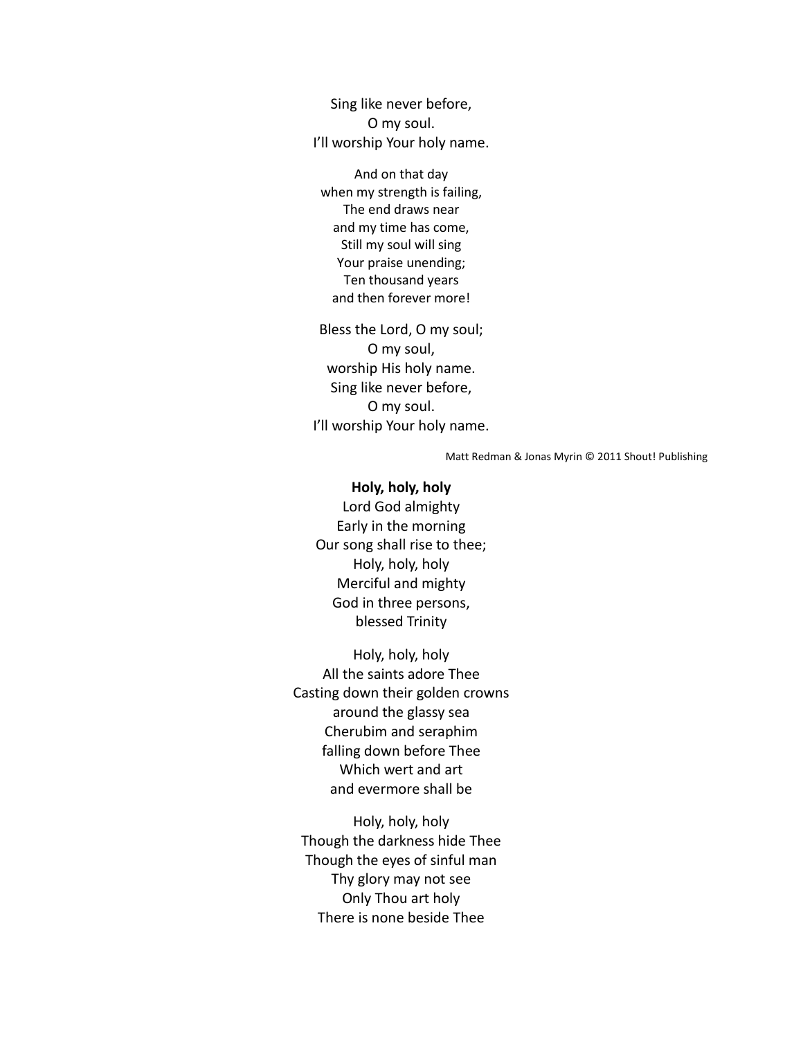Sing like never before,  
O my soul.  
I'll worship Your holy name.

And on that day  
when my strength is failing,  
The end draws near  
and my time has come,  
Still my soul will sing  
Your praise unending;  
Ten thousand years  
and then forever more!

Bless the Lord, O my soul;  
O my soul,  
worship His holy name.  
Sing like never before,  
O my soul.  
I'll worship Your holy name.

Matt Redman & Jonas Myrin © 2011 Shout! Publishing

**Holy, holy, holy**  
Lord God almighty  
Early in the morning  
Our song shall rise to thee;  
Holy, holy, holy  
Merciful and mighty  
God in three persons,  
blessed Trinity

Holy, holy, holy  
All the saints adore Thee  
Casting down their golden crowns  
around the glassy sea  
Cherubim and seraphim  
falling down before Thee  
Which wert and art  
and evermore shall be

Holy, holy, holy  
Though the darkness hide Thee  
Though the eyes of sinful man  
Thy glory may not see  
Only Thou art holy  
There is none beside Thee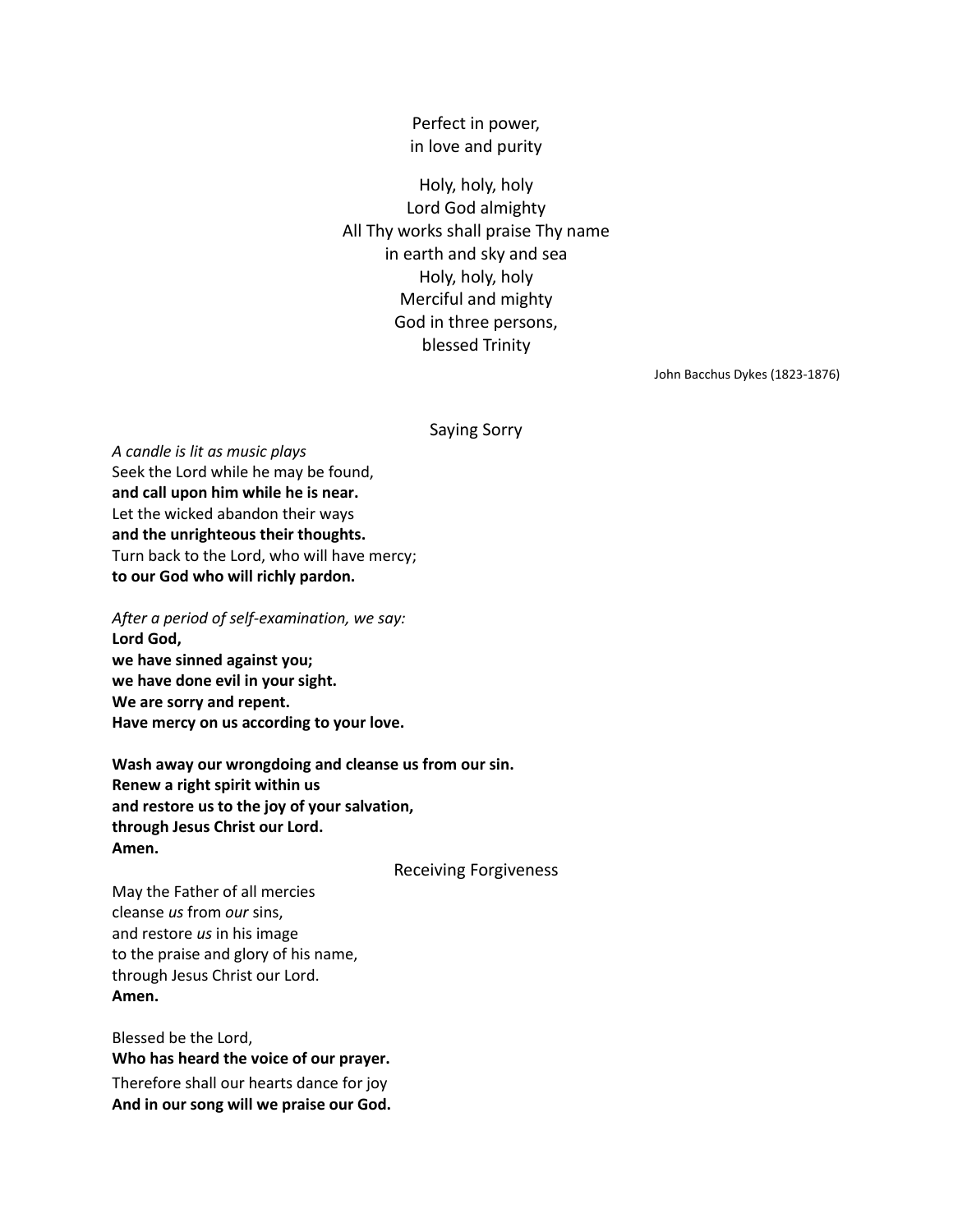Perfect in power,  
in love and purity

Holy, holy, holy  
Lord God almighty  
All Thy works shall praise Thy name  
in earth and sky and sea  
Holy, holy, holy  
Merciful and mighty  
God in three persons,  
blessed Trinity

John Bacchus Dykes (1823-1876)

## Saying Sorry

*A candle is lit as music plays*  
Seek the Lord while he may be found,  
**and call upon him while he is near.**  
Let the wicked abandon their ways  
**and the unrighteous their thoughts.**  
Turn back to the Lord, who will have mercy;  
**to our God who will richly pardon.**

*After a period of self-examination, we say:*  
**Lord God,**  
**we have sinned against you;**  
**we have done evil in your sight.**  
**We are sorry and repent.**  
**Have mercy on us according to your love.**

**Wash away our wrongdoing and cleanse us from our sin.**  
**Renew a right spirit within us**  
**and restore us to the joy of your salvation,**  
**through Jesus Christ our Lord.**  
**Amen.**

## Receiving Forgiveness

May the Father of all mercies  
cleanse *us* from *our* sins,  
and restore *us* in his image  
to the praise and glory of his name,  
through Jesus Christ our Lord.  
**Amen.**

Blessed be the Lord,  
**Who has heard the voice of our prayer.**  
Therefore shall our hearts dance for joy  
**And in our song will we praise our God.**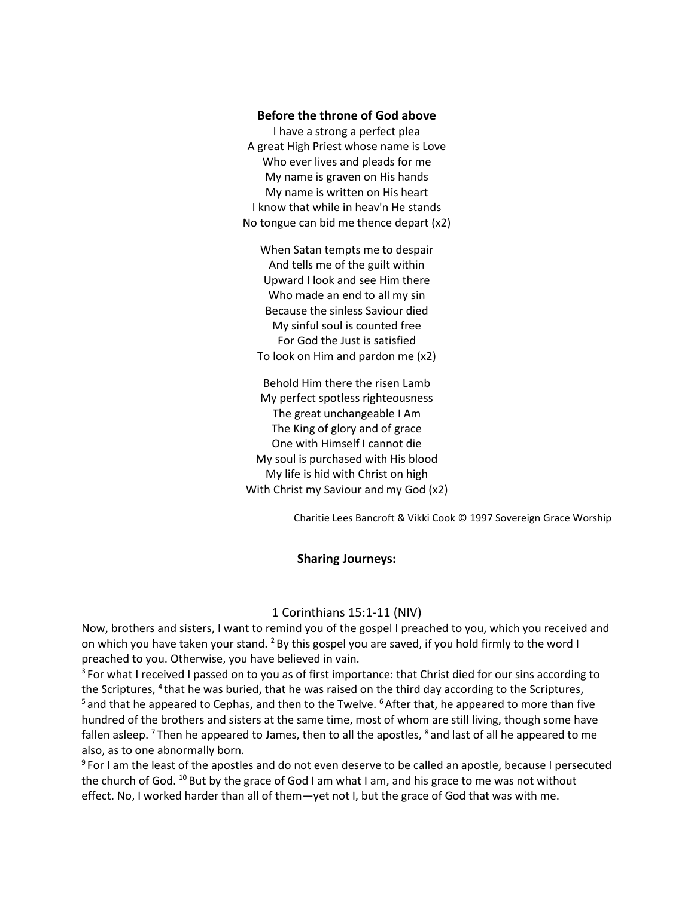**Before the throne of God above**
I have a strong a perfect plea
A great High Priest whose name is Love
Who ever lives and pleads for me
My name is graven on His hands
My name is written on His heart
I know that while in heav'n He stands
No tongue can bid me thence depart (x2)

When Satan tempts me to despair
And tells me of the guilt within
Upward I look and see Him there
Who made an end to all my sin
Because the sinless Saviour died
My sinful soul is counted free
For God the Just is satisfied
To look on Him and pardon me (x2)

Behold Him there the risen Lamb
My perfect spotless righteousness
The great unchangeable I Am
The King of glory and of grace
One with Himself I cannot die
My soul is purchased with His blood
My life is hid with Christ on high
With Christ my Saviour and my God (x2)

Charitie Lees Bancroft & Vikki Cook © 1997 Sovereign Grace Worship

**Sharing Journeys:**

1 Corinthians 15:1-11 (NIV)

Now, brothers and sisters, I want to remind you of the gospel I preached to you, which you received and on which you have taken your stand. [2] By this gospel you are saved, if you hold firmly to the word I preached to you. Otherwise, you have believed in vain.

[3] For what I received I passed on to you as of first importance: that Christ died for our sins according to the Scriptures, [4] that he was buried, that he was raised on the third day according to the Scriptures, [5] and that he appeared to Cephas, and then to the Twelve. [6] After that, he appeared to more than five hundred of the brothers and sisters at the same time, most of whom are still living, though some have fallen asleep. [7] Then he appeared to James, then to all the apostles, [8] and last of all he appeared to me also, as to one abnormally born.

[9] For I am the least of the apostles and do not even deserve to be called an apostle, because I persecuted the church of God. [10] But by the grace of God I am what I am, and his grace to me was not without effect. No, I worked harder than all of them—yet not I, but the grace of God that was with me.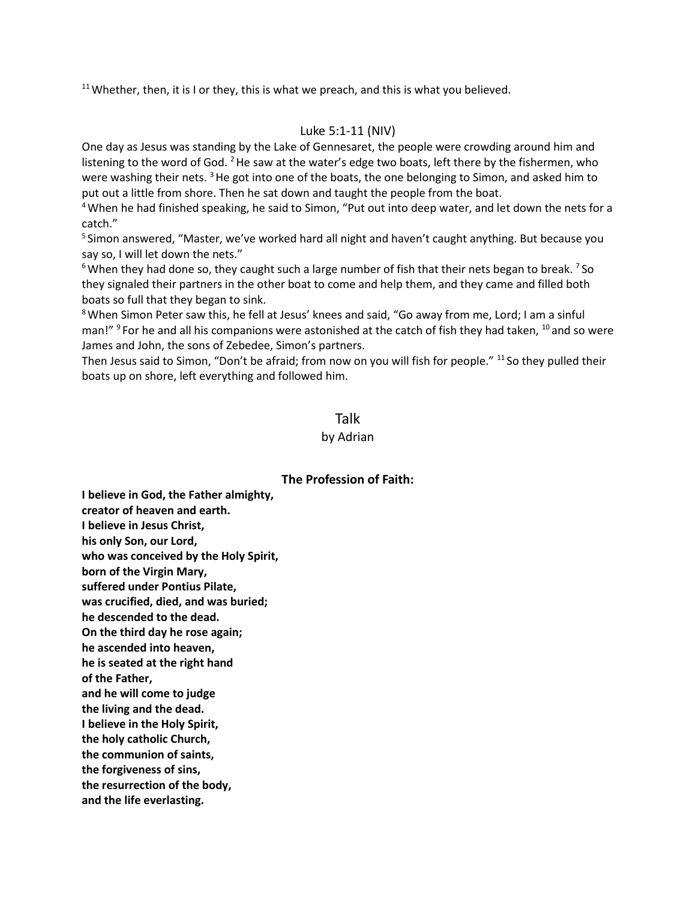[11] Whether, then, it is I or they, this is what we preach, and this is what you believed.

## Luke 5:1-11 (NIV)

One day as Jesus was standing by the Lake of Gennesaret, the people were crowding around him and listening to the word of God. [2] He saw at the water's edge two boats, left there by the fishermen, who were washing their nets. [3] He got into one of the boats, the one belonging to Simon, and asked him to put out a little from shore. Then he sat down and taught the people from the boat.

[4] When he had finished speaking, he said to Simon, "Put out into deep water, and let down the nets for a catch."

[5] Simon answered, "Master, we've worked hard all night and haven't caught anything. But because you say so, I will let down the nets."

[6] When they had done so, they caught such a large number of fish that their nets began to break. [7] So they signaled their partners in the other boat to come and help them, and they came and filled both boats so full that they began to sink.

[8] When Simon Peter saw this, he fell at Jesus' knees and said, "Go away from me, Lord; I am a sinful man!" [9] For he and all his companions were astonished at the catch of fish they had taken, [10] and so were James and John, the sons of Zebedee, Simon's partners.

Then Jesus said to Simon, "Don't be afraid; from now on you will fish for people." [11] So they pulled their boats up on shore, left everything and followed him.

## Talk

by Adrian

### The Profession of Faith:

**I believe in God, the Father almighty,**
**creator of heaven and earth.**
**I believe in Jesus Christ,**
**his only Son, our Lord,**
**who was conceived by the Holy Spirit,**
**born of the Virgin Mary,**
**suffered under Pontius Pilate,**
**was crucified, died, and was buried;**
**he descended to the dead.**
**On the third day he rose again;**
**he ascended into heaven,**
**he is seated at the right hand**
**of the Father,**
**and he will come to judge**
**the living and the dead.**
**I believe in the Holy Spirit,**
**the holy catholic Church,**
**the communion of saints,**
**the forgiveness of sins,**
**the resurrection of the body,**
**and the life everlasting.**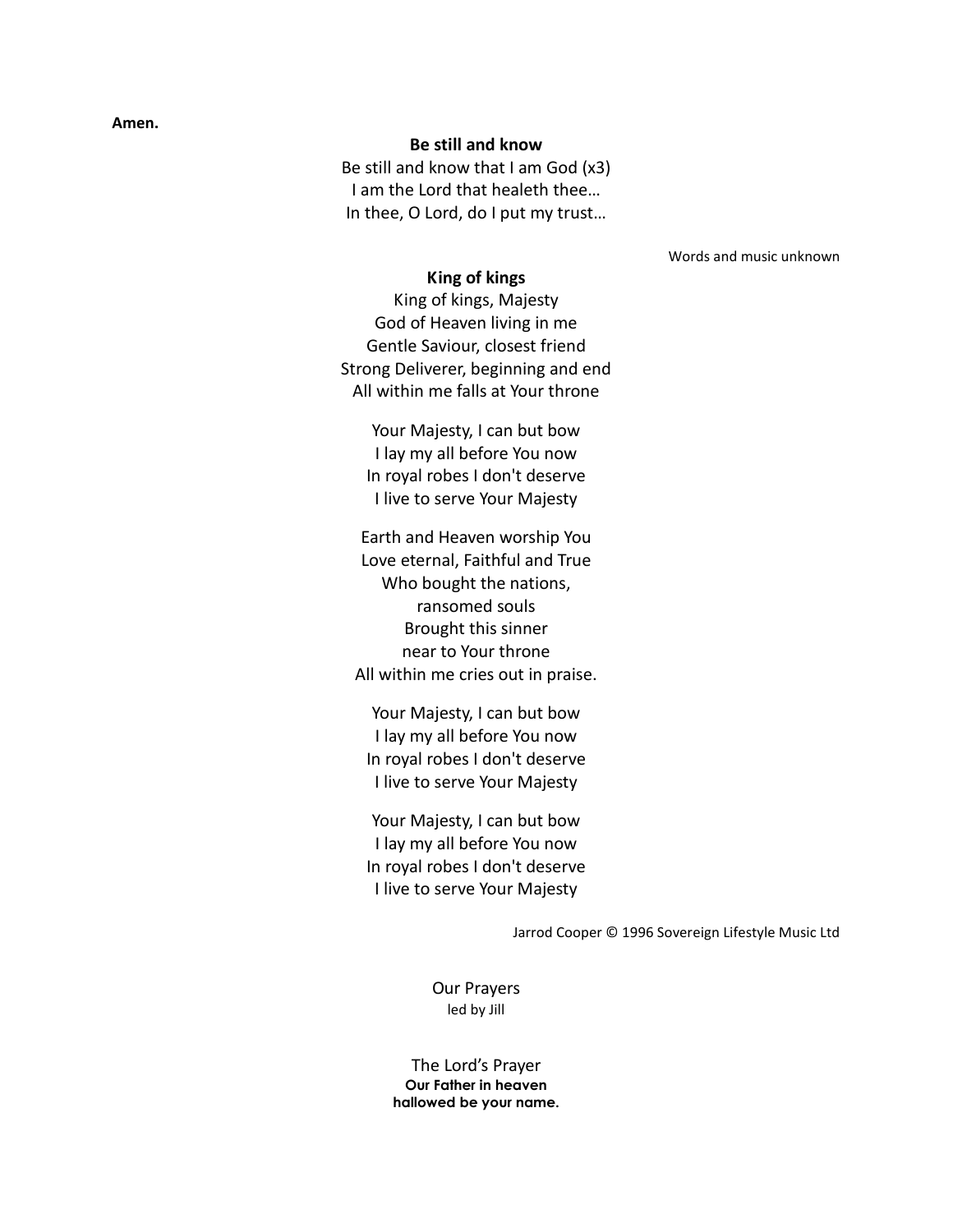**Amen.**

**Be still and know**

Be still and know that I am God (x3)
I am the Lord that healeth thee…
In thee, O Lord, do I put my trust…

Words and music unknown

**King of kings**

King of kings, Majesty
God of Heaven living in me
Gentle Saviour, closest friend
Strong Deliverer, beginning and end
All within me falls at Your throne

Your Majesty, I can but bow
I lay my all before You now
In royal robes I don't deserve
I live to serve Your Majesty

Earth and Heaven worship You
Love eternal, Faithful and True
Who bought the nations,
ransomed souls
Brought this sinner
near to Your throne
All within me cries out in praise.

Your Majesty, I can but bow
I lay my all before You now
In royal robes I don't deserve
I live to serve Your Majesty

Your Majesty, I can but bow
I lay my all before You now
In royal robes I don't deserve
I live to serve Your Majesty

Jarrod Cooper © 1996 Sovereign Lifestyle Music Ltd

Our Prayers
led by Jill

The Lord's Prayer
**Our Father in heaven**
**hallowed be your name.**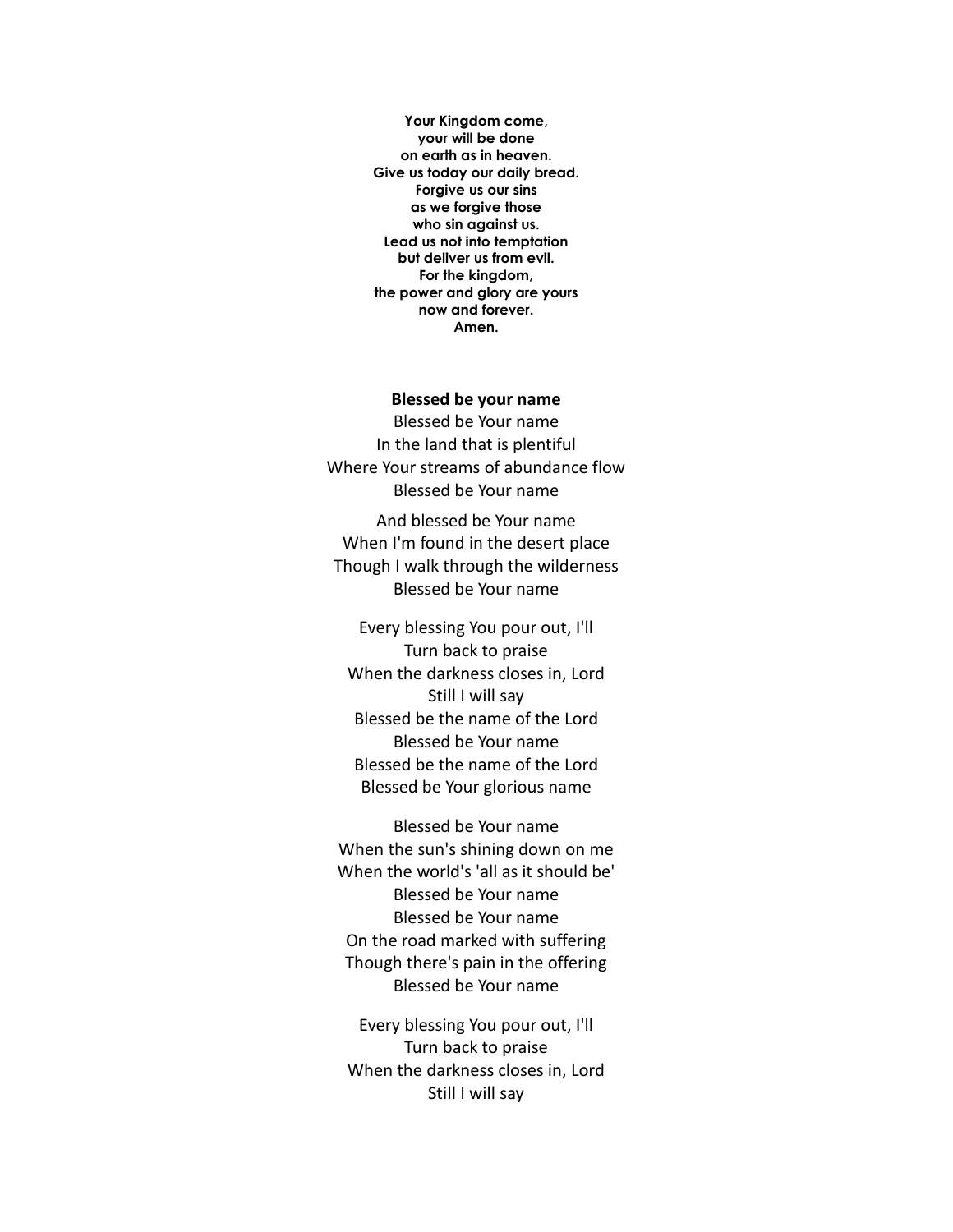**Your Kingdom come,**
**your will be done**
**on earth as in heaven.**
**Give us today our daily bread.**
**Forgive us our sins**
**as we forgive those**
**who sin against us.**
**Lead us not into temptation**
**but deliver us from evil.**
**For the kingdom,**
**the power and glory are yours**
**now and forever.**
**Amen.**

**Blessed be your name**

Blessed be Your name
In the land that is plentiful
Where Your streams of abundance flow
Blessed be Your name

And blessed be Your name
When I'm found in the desert place
Though I walk through the wilderness
Blessed be Your name

Every blessing You pour out, I'll
Turn back to praise
When the darkness closes in, Lord
Still I will say
Blessed be the name of the Lord
Blessed be Your name
Blessed be the name of the Lord
Blessed be Your glorious name

Blessed be Your name
When the sun's shining down on me
When the world's 'all as it should be'
Blessed be Your name
Blessed be Your name
On the road marked with suffering
Though there's pain in the offering
Blessed be Your name

Every blessing You pour out, I'll
Turn back to praise
When the darkness closes in, Lord
Still I will say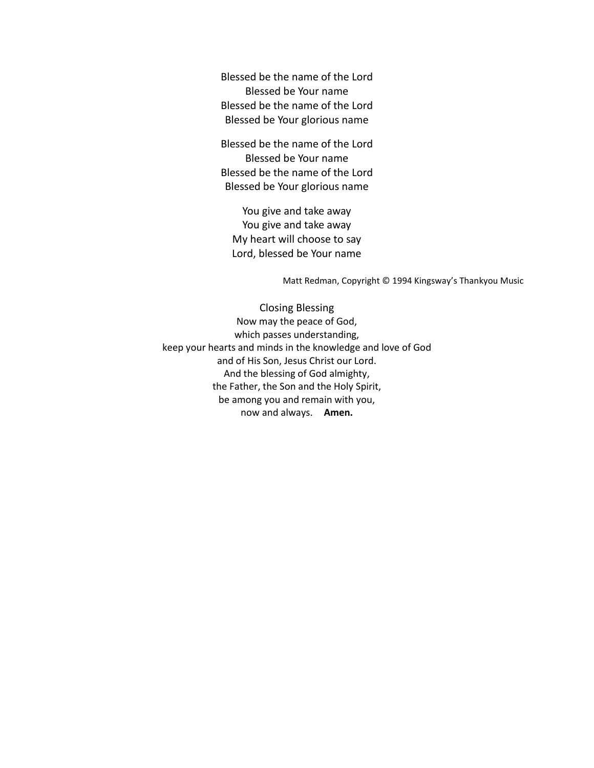Blessed be the name of the Lord
Blessed be Your name
Blessed be the name of the Lord
Blessed be Your glorious name

Blessed be the name of the Lord
Blessed be Your name
Blessed be the name of the Lord
Blessed be Your glorious name

You give and take away
You give and take away
My heart will choose to say
Lord, blessed be Your name

Matt Redman, Copyright © 1994 Kingsway's Thankyou Music

## Closing Blessing

Now may the peace of God,
which passes understanding,
keep your hearts and minds in the knowledge and love of God
and of His Son, Jesus Christ our Lord.
And the blessing of God almighty,
the Father, the Son and the Holy Spirit,
be among you and remain with you,
now and always. **Amen.**